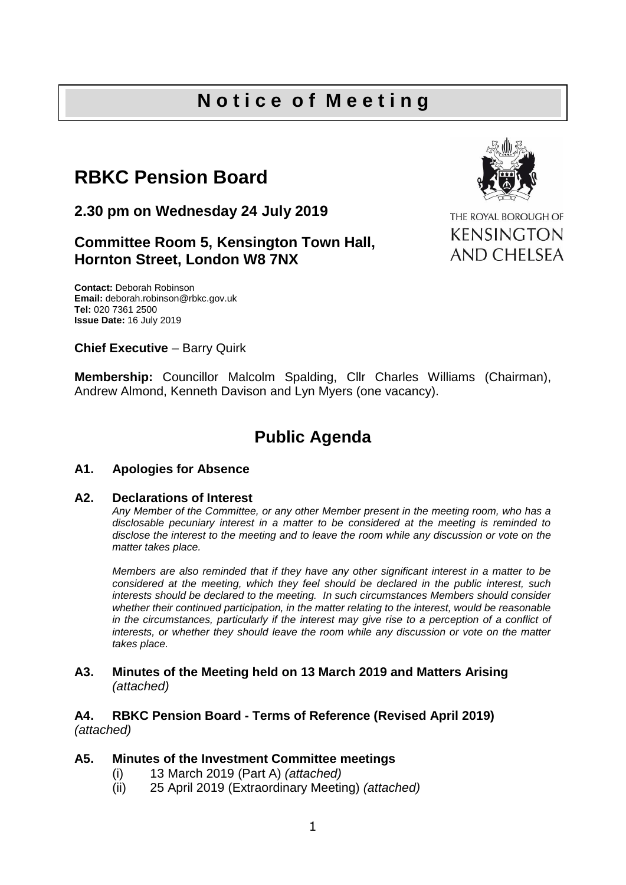# N o t i c e o f M e e t i n g

## RBKC Pension Board

### 2.30 pm on Wednesday 24 July 2019

### Committee Room 5, Kensington Town Hall, Hornton Street, London W8 7NX

THE ROYAL BOROUGH OF KENSINGTON AND CHELSEA

**Contact:** Deborah Robinson
**Email:** deborah.robinson@rbkc.gov.uk
**Tel:** 020 7361 2500
**Issue Date:** 16 July 2019

**Chief Executive** – Barry Quirk

**Membership:** Councillor Malcolm Spalding, Cllr Charles Williams (Chairman), Andrew Almond, Kenneth Davison and Lyn Myers (one vacancy).

## Public Agenda

### A1. Apologies for Absence

### A2. Declarations of Interest

*Any Member of the Committee, or any other Member present in the meeting room, who has a disclosable pecuniary interest in a matter to be considered at the meeting is reminded to disclose the interest to the meeting and to leave the room while any discussion or vote on the matter takes place.*

*Members are also reminded that if they have any other significant interest in a matter to be considered at the meeting, which they feel should be declared in the public interest, such interests should be declared to the meeting. In such circumstances Members should consider whether their continued participation, in the matter relating to the interest, would be reasonable in the circumstances, particularly if the interest may give rise to a perception of a conflict of interests, or whether they should leave the room while any discussion or vote on the matter takes place.*

### A3. Minutes of the Meeting held on 13 March 2019 and Matters Arising

*(attached)*

### A4. RBKC Pension Board - Terms of Reference (Revised April 2019)

*(attached)*

### A5. Minutes of the Investment Committee meetings

(i) 13 March 2019 (Part A) *(attached)*
(ii) 25 April 2019 (Extraordinary Meeting) *(attached)*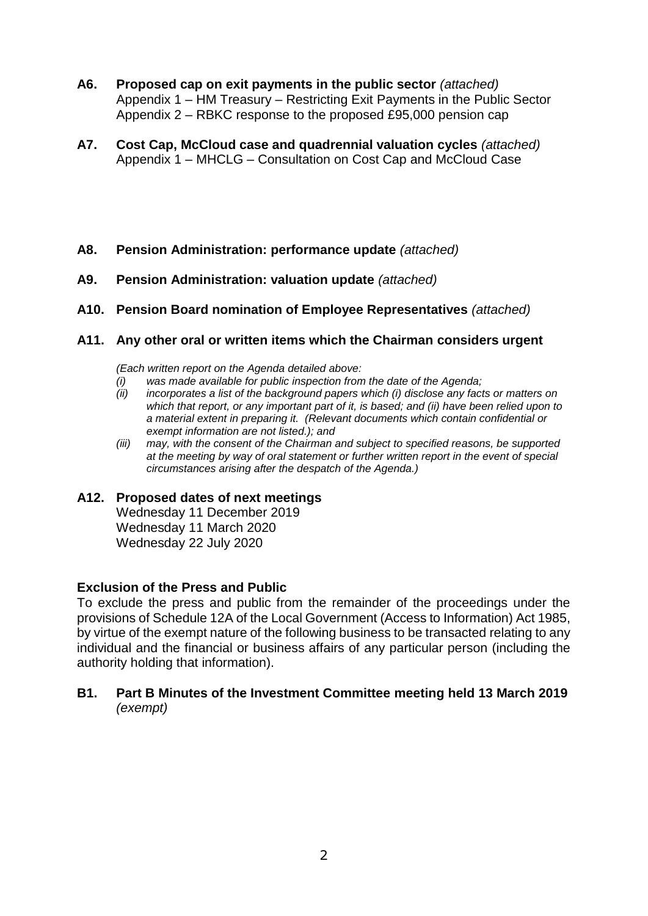**A6. Proposed cap on exit payments in the public sector** *(attached)*
Appendix 1 – HM Treasury – Restricting Exit Payments in the Public Sector
Appendix 2 – RBKC response to the proposed £95,000 pension cap

**A7. Cost Cap, McCloud case and quadrennial valuation cycles** *(attached)*
Appendix 1 – MHCLG – Consultation on Cost Cap and McCloud Case

**A8. Pension Administration: performance update** *(attached)*

**A9. Pension Administration: valuation update** *(attached)*

**A10. Pension Board nomination of Employee Representatives** *(attached)*

**A11. Any other oral or written items which the Chairman considers urgent**

*(Each written report on the Agenda detailed above:*

*(i) was made available for public inspection from the date of the Agenda;*

*(ii) incorporates a list of the background papers which (i) disclose any facts or matters on which that report, or any important part of it, is based; and (ii) have been relied upon to a material extent in preparing it. (Relevant documents which contain confidential or exempt information are not listed.); and*

*(iii) may, with the consent of the Chairman and subject to specified reasons, be supported at the meeting by way of oral statement or further written report in the event of special circumstances arising after the despatch of the Agenda.)*

**A12. Proposed dates of next meetings**
Wednesday 11 December 2019
Wednesday 11 March 2020
Wednesday 22 July 2020

**Exclusion of the Press and Public**

To exclude the press and public from the remainder of the proceedings under the provisions of Schedule 12A of the Local Government (Access to Information) Act 1985, by virtue of the exempt nature of the following business to be transacted relating to any individual and the financial or business affairs of any particular person (including the authority holding that information).

**B1. Part B Minutes of the Investment Committee meeting held 13 March 2019** *(exempt)*